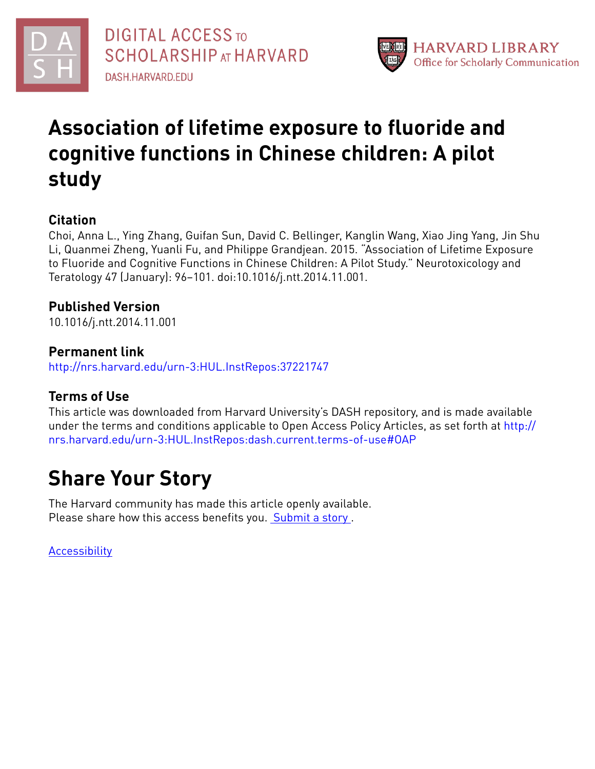DIGITAL ACCESS TO SCHOLARSHIP AT HARVARD

DASH.HARVARD.EDU

HARVARD LIBRARY
Office for Scholarly Communication

# Association of lifetime exposure to fluoride and cognitive functions in Chinese children: A pilot study

## Citation

Choi, Anna L., Ying Zhang, Guifan Sun, David C. Bellinger, Kanglin Wang, Xiao Jing Yang, Jin Shu Li, Quanmei Zheng, Yuanli Fu, and Philippe Grandjean. 2015. "Association of Lifetime Exposure to Fluoride and Cognitive Functions in Chinese Children: A Pilot Study." Neurotoxicology and Teratology 47 (January): 96–101. doi:10.1016/j.ntt.2014.11.001.

## Published Version

10.1016/j.ntt.2014.11.001

## Permanent link

http://nrs.harvard.edu/urn-3:HUL.InstRepos:37221747

## Terms of Use

This article was downloaded from Harvard University's DASH repository, and is made available under the terms and conditions applicable to Open Access Policy Articles, as set forth at http://nrs.harvard.edu/urn-3:HUL.InstRepos:dash.current.terms-of-use#OAP

# Share Your Story

The Harvard community has made this article openly available.
Please share how this access benefits you. Submit a story .

Accessibility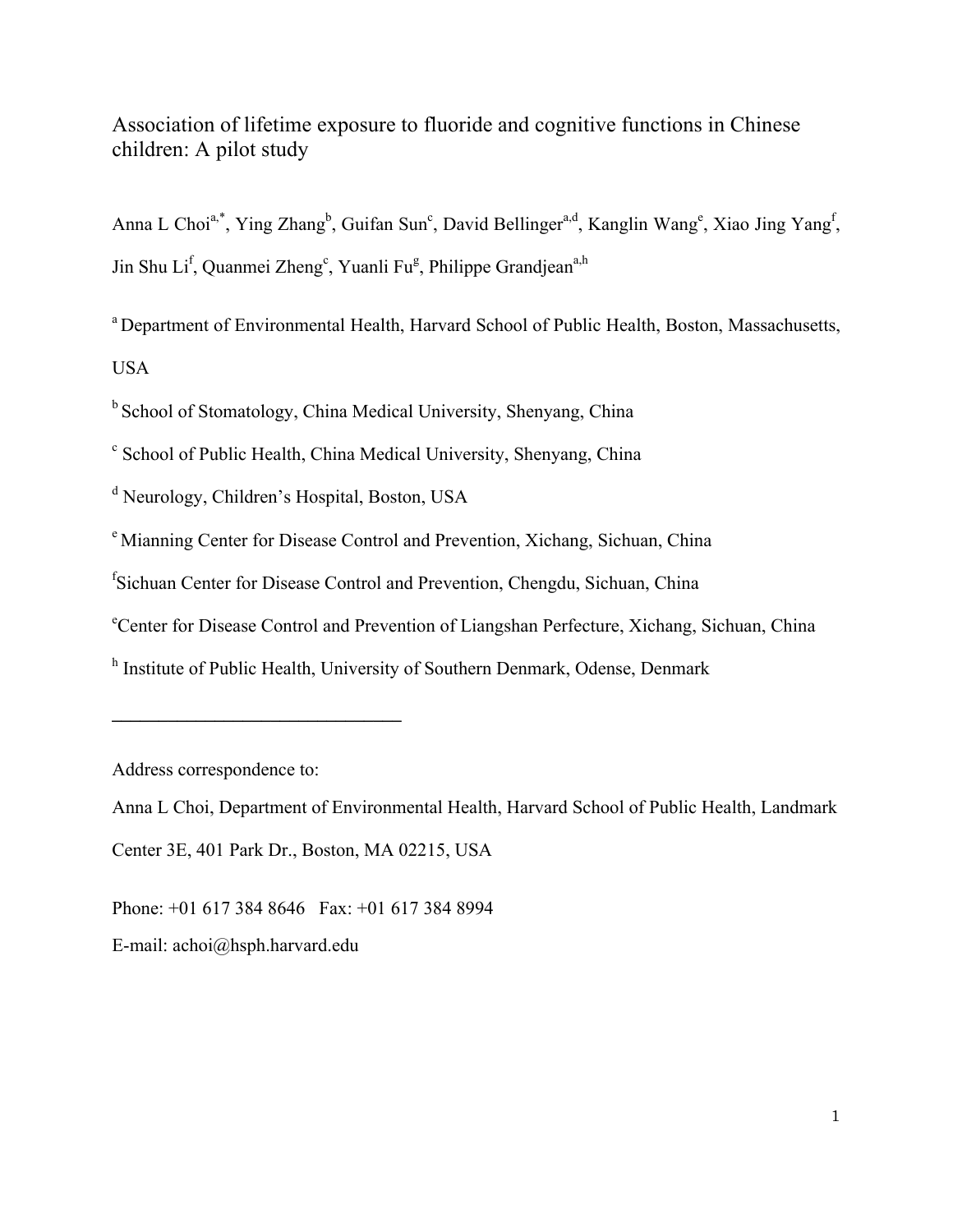# Association of lifetime exposure to fluoride and cognitive functions in Chinese children: A pilot study

Anna L Choi[a,*], Ying Zhang[b], Guifan Sun[c], David Bellinger[a,d], Kanglin Wang[e], Xiao Jing Yang[f], Jin Shu Li[f], Quanmei Zheng[c], Yuanli Fu[g], Philippe Grandjean[a,h]

[a] Department of Environmental Health, Harvard School of Public Health, Boston, Massachusetts, USA

[b] School of Stomatology, China Medical University, Shenyang, China

[c] School of Public Health, China Medical University, Shenyang, China

[d] Neurology, Children's Hospital, Boston, USA

[e] Mianning Center for Disease Control and Prevention, Xichang, Sichuan, China

[f] Sichuan Center for Disease Control and Prevention, Chengdu, Sichuan, China

[e] Center for Disease Control and Prevention of Liangshan Perfecture, Xichang, Sichuan, China

[h] Institute of Public Health, University of Southern Denmark, Odense, Denmark

---

Address correspondence to:

Anna L Choi, Department of Environmental Health, Harvard School of Public Health, Landmark Center 3E, 401 Park Dr., Boston, MA 02215, USA

Phone: +01 617 384 8646 Fax: +01 617 384 8994

E-mail: achoi@hsph.harvard.edu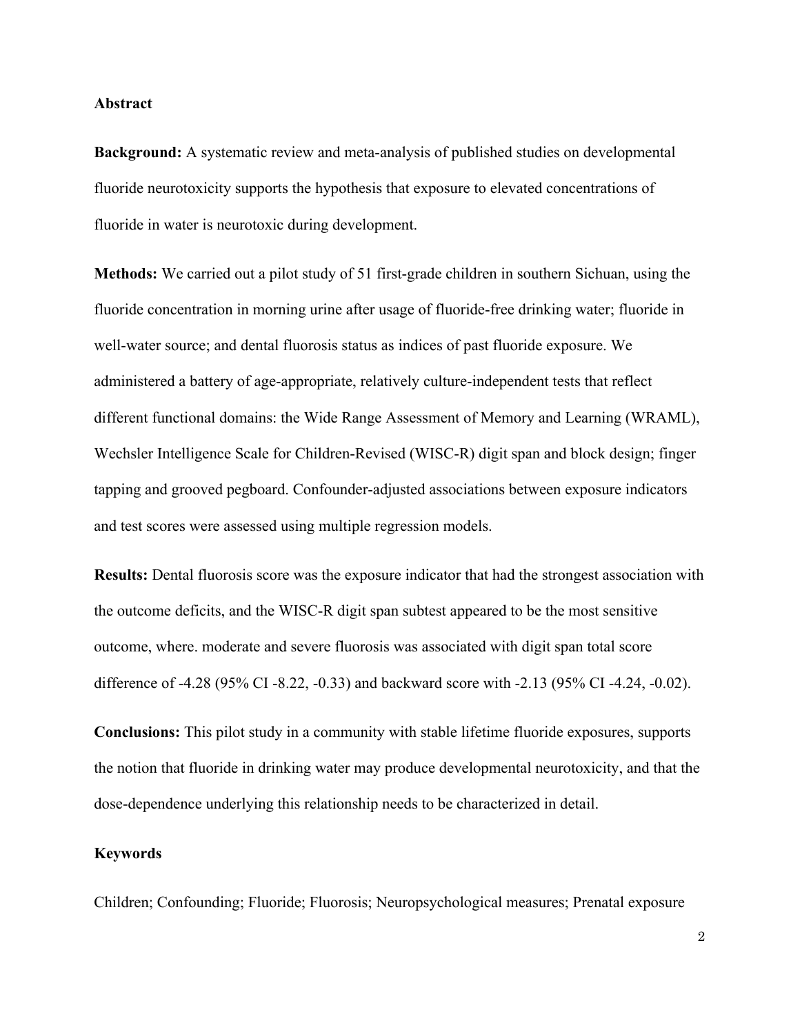**Abstract**

**Background:** A systematic review and meta-analysis of published studies on developmental fluoride neurotoxicity supports the hypothesis that exposure to elevated concentrations of fluoride in water is neurotoxic during development.

**Methods:** We carried out a pilot study of 51 first-grade children in southern Sichuan, using the fluoride concentration in morning urine after usage of fluoride-free drinking water; fluoride in well-water source; and dental fluorosis status as indices of past fluoride exposure. We administered a battery of age-appropriate, relatively culture-independent tests that reflect different functional domains: the Wide Range Assessment of Memory and Learning (WRAML), Wechsler Intelligence Scale for Children-Revised (WISC-R) digit span and block design; finger tapping and grooved pegboard. Confounder-adjusted associations between exposure indicators and test scores were assessed using multiple regression models.

**Results:** Dental fluorosis score was the exposure indicator that had the strongest association with the outcome deficits, and the WISC-R digit span subtest appeared to be the most sensitive outcome, where. moderate and severe fluorosis was associated with digit span total score difference of -4.28 (95% CI -8.22, -0.33) and backward score with -2.13 (95% CI -4.24, -0.02).

**Conclusions:** This pilot study in a community with stable lifetime fluoride exposures, supports the notion that fluoride in drinking water may produce developmental neurotoxicity, and that the dose-dependence underlying this relationship needs to be characterized in detail.

**Keywords**

Children; Confounding; Fluoride; Fluorosis; Neuropsychological measures; Prenatal exposure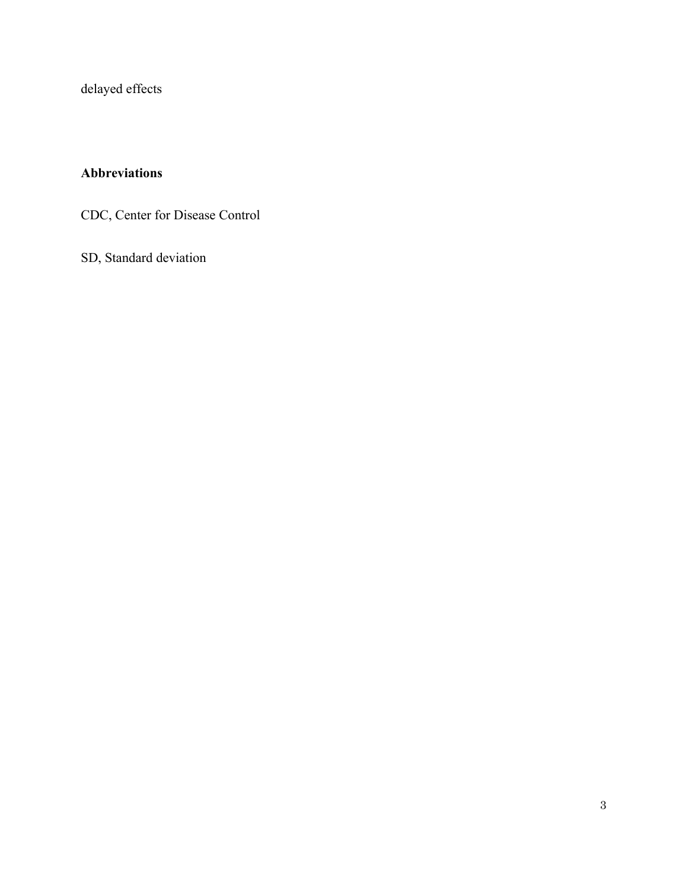delayed effects

**Abbreviations**

CDC, Center for Disease Control

SD, Standard deviation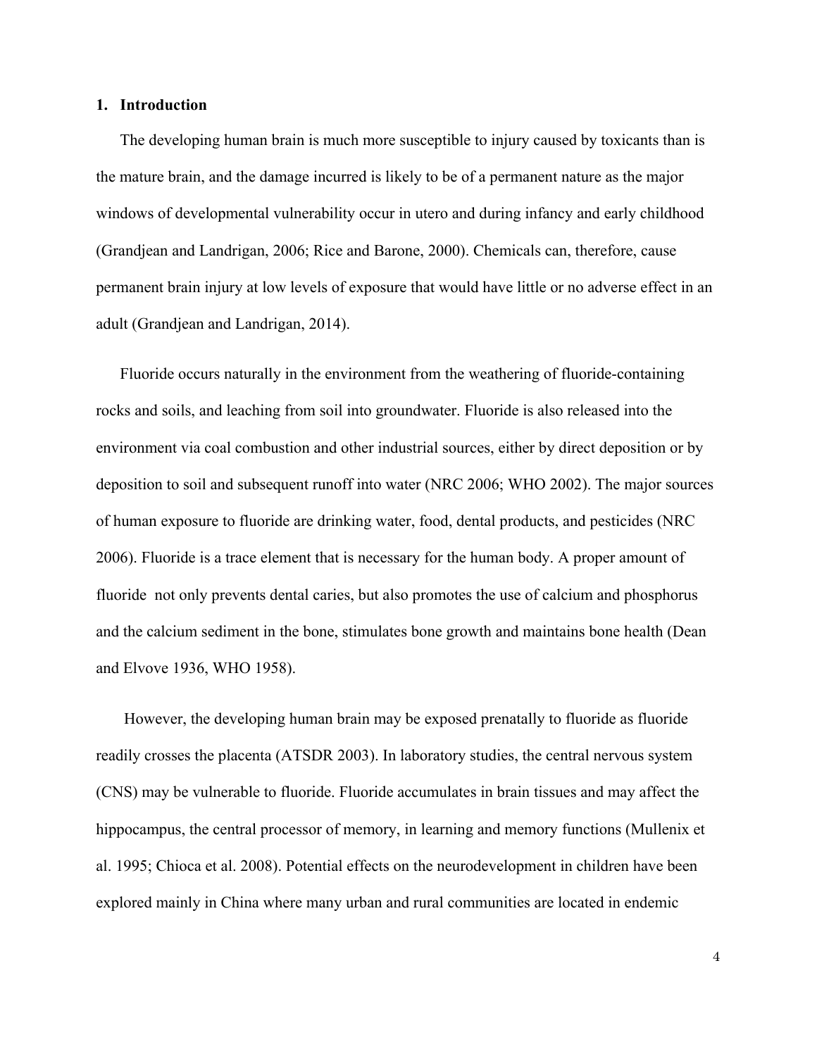## 1. Introduction

The developing human brain is much more susceptible to injury caused by toxicants than is the mature brain, and the damage incurred is likely to be of a permanent nature as the major windows of developmental vulnerability occur in utero and during infancy and early childhood (Grandjean and Landrigan, 2006; Rice and Barone, 2000). Chemicals can, therefore, cause permanent brain injury at low levels of exposure that would have little or no adverse effect in an adult (Grandjean and Landrigan, 2014).

Fluoride occurs naturally in the environment from the weathering of fluoride-containing rocks and soils, and leaching from soil into groundwater. Fluoride is also released into the environment via coal combustion and other industrial sources, either by direct deposition or by deposition to soil and subsequent runoff into water (NRC 2006; WHO 2002). The major sources of human exposure to fluoride are drinking water, food, dental products, and pesticides (NRC 2006). Fluoride is a trace element that is necessary for the human body. A proper amount of fluoride not only prevents dental caries, but also promotes the use of calcium and phosphorus and the calcium sediment in the bone, stimulates bone growth and maintains bone health (Dean and Elvove 1936, WHO 1958).

However, the developing human brain may be exposed prenatally to fluoride as fluoride readily crosses the placenta (ATSDR 2003). In laboratory studies, the central nervous system (CNS) may be vulnerable to fluoride. Fluoride accumulates in brain tissues and may affect the hippocampus, the central processor of memory, in learning and memory functions (Mullenix et al. 1995; Chioca et al. 2008). Potential effects on the neurodevelopment in children have been explored mainly in China where many urban and rural communities are located in endemic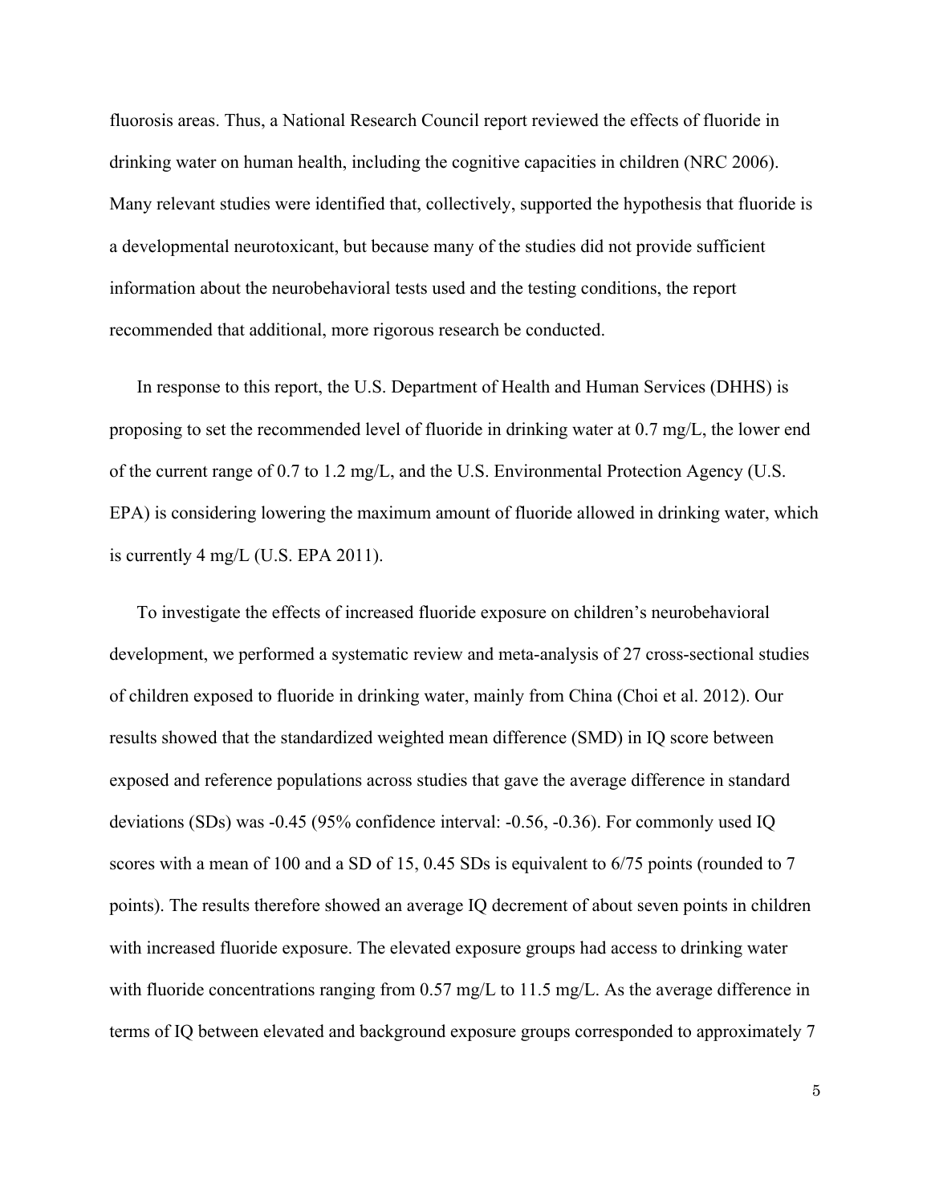fluorosis areas. Thus, a National Research Council report reviewed the effects of fluoride in drinking water on human health, including the cognitive capacities in children (NRC 2006). Many relevant studies were identified that, collectively, supported the hypothesis that fluoride is a developmental neurotoxicant, but because many of the studies did not provide sufficient information about the neurobehavioral tests used and the testing conditions, the report recommended that additional, more rigorous research be conducted.

In response to this report, the U.S. Department of Health and Human Services (DHHS) is proposing to set the recommended level of fluoride in drinking water at 0.7 mg/L, the lower end of the current range of 0.7 to 1.2 mg/L, and the U.S. Environmental Protection Agency (U.S. EPA) is considering lowering the maximum amount of fluoride allowed in drinking water, which is currently 4 mg/L (U.S. EPA 2011).

To investigate the effects of increased fluoride exposure on children's neurobehavioral development, we performed a systematic review and meta-analysis of 27 cross-sectional studies of children exposed to fluoride in drinking water, mainly from China (Choi et al. 2012). Our results showed that the standardized weighted mean difference (SMD) in IQ score between exposed and reference populations across studies that gave the average difference in standard deviations (SDs) was -0.45 (95% confidence interval: -0.56, -0.36). For commonly used IQ scores with a mean of 100 and a SD of 15, 0.45 SDs is equivalent to 6/75 points (rounded to 7 points). The results therefore showed an average IQ decrement of about seven points in children with increased fluoride exposure. The elevated exposure groups had access to drinking water with fluoride concentrations ranging from 0.57 mg/L to 11.5 mg/L. As the average difference in terms of IQ between elevated and background exposure groups corresponded to approximately 7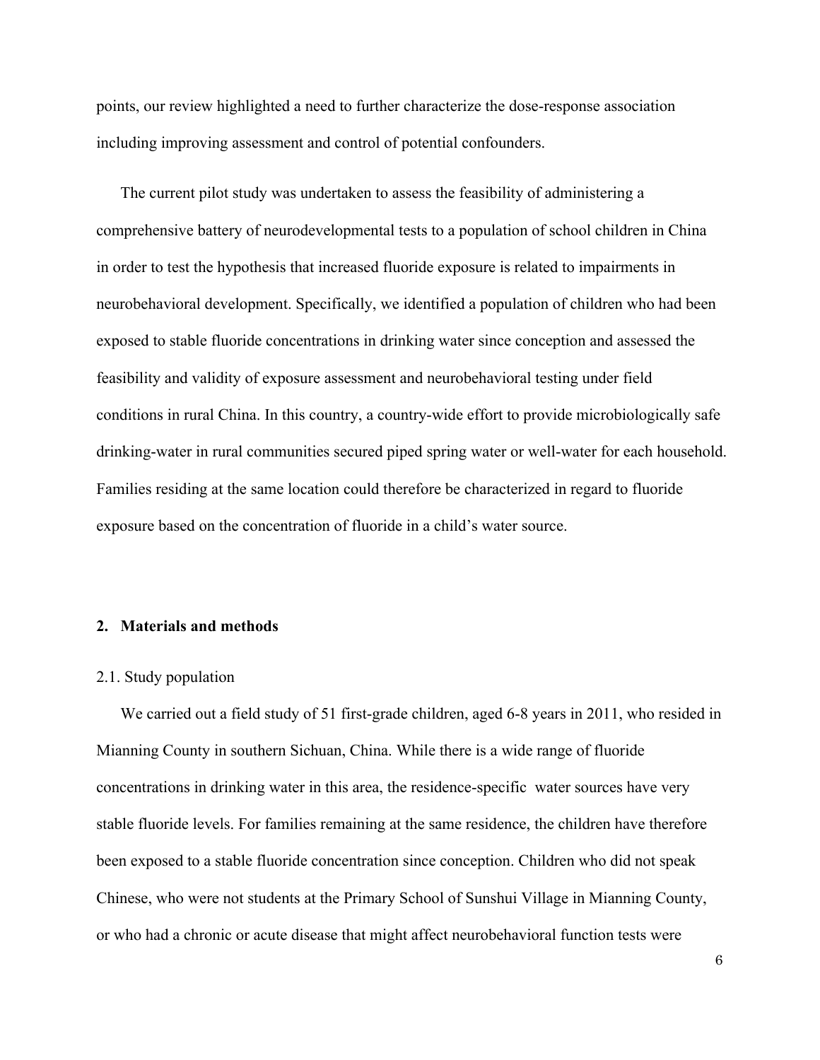points, our review highlighted a need to further characterize the dose-response association including improving assessment and control of potential confounders.

The current pilot study was undertaken to assess the feasibility of administering a comprehensive battery of neurodevelopmental tests to a population of school children in China in order to test the hypothesis that increased fluoride exposure is related to impairments in neurobehavioral development. Specifically, we identified a population of children who had been exposed to stable fluoride concentrations in drinking water since conception and assessed the feasibility and validity of exposure assessment and neurobehavioral testing under field conditions in rural China. In this country, a country-wide effort to provide microbiologically safe drinking-water in rural communities secured piped spring water or well-water for each household. Families residing at the same location could therefore be characterized in regard to fluoride exposure based on the concentration of fluoride in a child's water source.

## 2. Materials and methods

### 2.1. Study population

We carried out a field study of 51 first-grade children, aged 6-8 years in 2011, who resided in Mianning County in southern Sichuan, China. While there is a wide range of fluoride concentrations in drinking water in this area, the residence-specific water sources have very stable fluoride levels. For families remaining at the same residence, the children have therefore been exposed to a stable fluoride concentration since conception. Children who did not speak Chinese, who were not students at the Primary School of Sunshui Village in Mianning County, or who had a chronic or acute disease that might affect neurobehavioral function tests were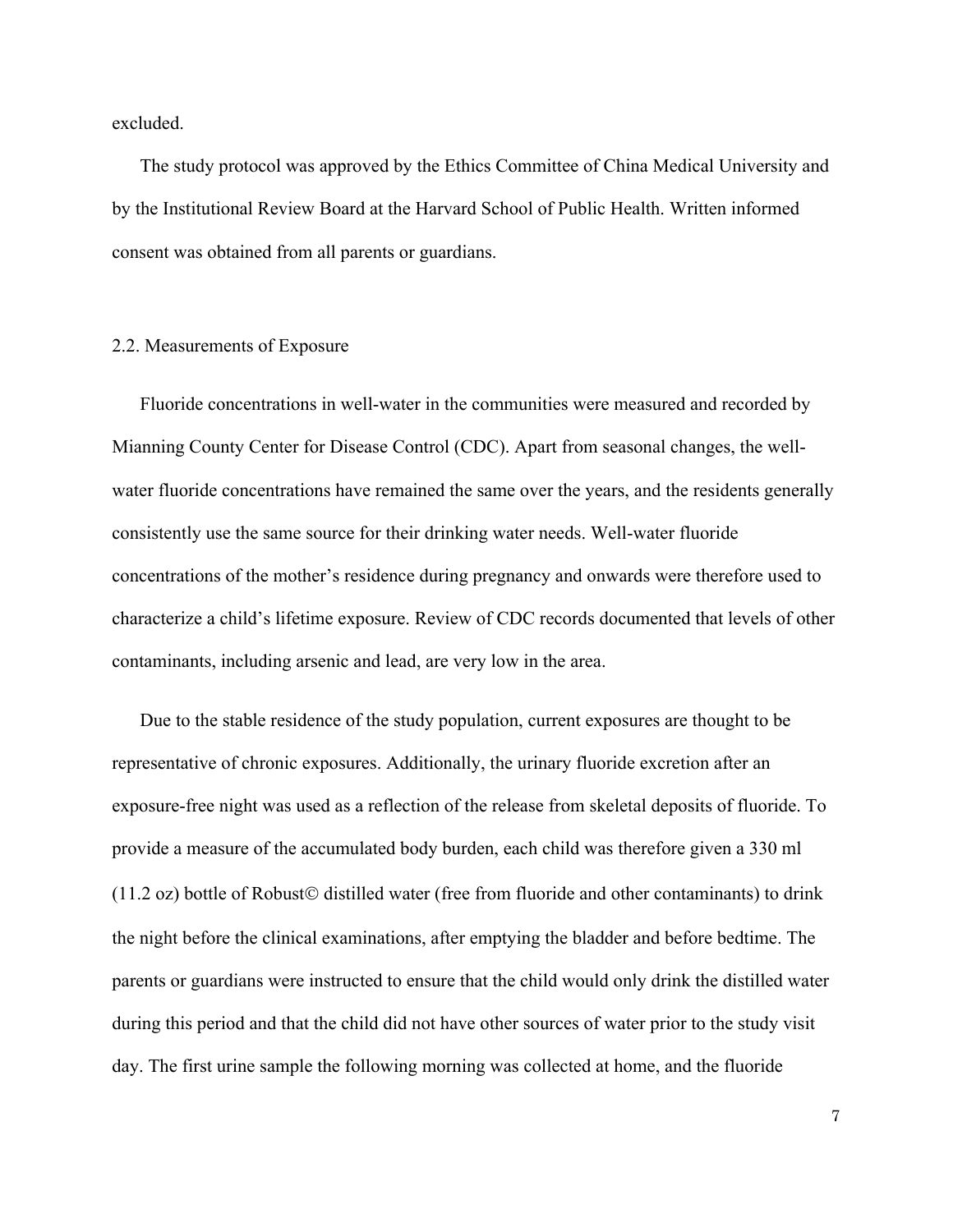excluded.

The study protocol was approved by the Ethics Committee of China Medical University and by the Institutional Review Board at the Harvard School of Public Health. Written informed consent was obtained from all parents or guardians.

### 2.2. Measurements of Exposure

Fluoride concentrations in well-water in the communities were measured and recorded by Mianning County Center for Disease Control (CDC). Apart from seasonal changes, the well-water fluoride concentrations have remained the same over the years, and the residents generally consistently use the same source for their drinking water needs. Well-water fluoride concentrations of the mother's residence during pregnancy and onwards were therefore used to characterize a child's lifetime exposure. Review of CDC records documented that levels of other contaminants, including arsenic and lead, are very low in the area.

Due to the stable residence of the study population, current exposures are thought to be representative of chronic exposures. Additionally, the urinary fluoride excretion after an exposure-free night was used as a reflection of the release from skeletal deposits of fluoride. To provide a measure of the accumulated body burden, each child was therefore given a 330 ml (11.2 oz) bottle of Robust© distilled water (free from fluoride and other contaminants) to drink the night before the clinical examinations, after emptying the bladder and before bedtime. The parents or guardians were instructed to ensure that the child would only drink the distilled water during this period and that the child did not have other sources of water prior to the study visit day. The first urine sample the following morning was collected at home, and the fluoride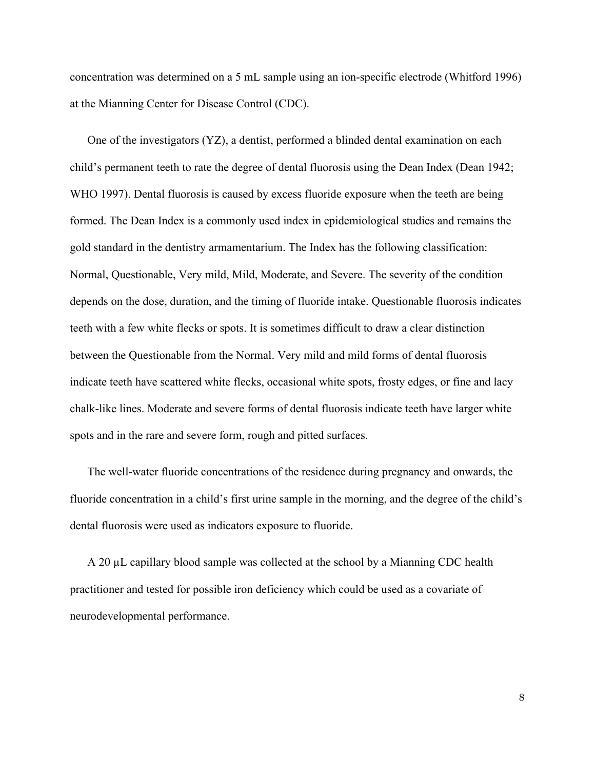concentration was determined on a 5 mL sample using an ion-specific electrode (Whitford 1996) at the Mianning Center for Disease Control (CDC).

One of the investigators (YZ), a dentist, performed a blinded dental examination on each child's permanent teeth to rate the degree of dental fluorosis using the Dean Index (Dean 1942; WHO 1997). Dental fluorosis is caused by excess fluoride exposure when the teeth are being formed. The Dean Index is a commonly used index in epidemiological studies and remains the gold standard in the dentistry armamentarium. The Index has the following classification: Normal, Questionable, Very mild, Mild, Moderate, and Severe. The severity of the condition depends on the dose, duration, and the timing of fluoride intake. Questionable fluorosis indicates teeth with a few white flecks or spots. It is sometimes difficult to draw a clear distinction between the Questionable from the Normal. Very mild and mild forms of dental fluorosis indicate teeth have scattered white flecks, occasional white spots, frosty edges, or fine and lacy chalk-like lines. Moderate and severe forms of dental fluorosis indicate teeth have larger white spots and in the rare and severe form, rough and pitted surfaces.

The well-water fluoride concentrations of the residence during pregnancy and onwards, the fluoride concentration in a child's first urine sample in the morning, and the degree of the child's dental fluorosis were used as indicators exposure to fluoride.

A 20 μL capillary blood sample was collected at the school by a Mianning CDC health practitioner and tested for possible iron deficiency which could be used as a covariate of neurodevelopmental performance.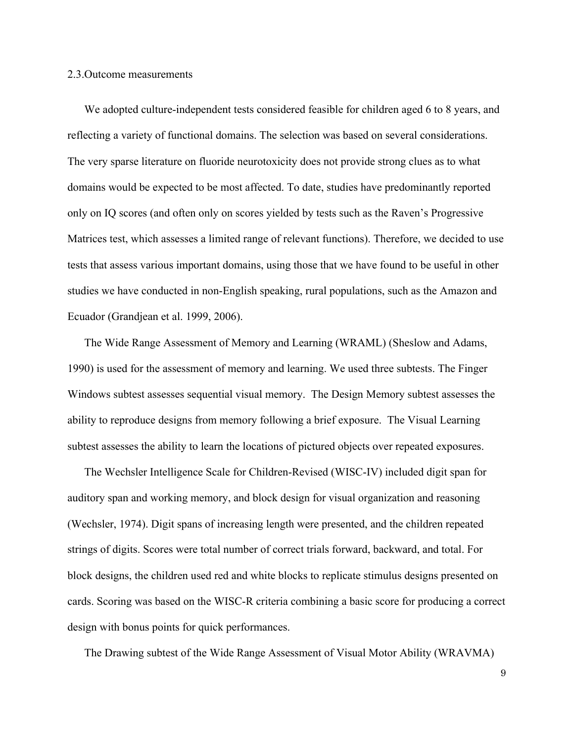## 2.3.Outcome measurements

We adopted culture-independent tests considered feasible for children aged 6 to 8 years, and reflecting a variety of functional domains. The selection was based on several considerations. The very sparse literature on fluoride neurotoxicity does not provide strong clues as to what domains would be expected to be most affected. To date, studies have predominantly reported only on IQ scores (and often only on scores yielded by tests such as the Raven's Progressive Matrices test, which assesses a limited range of relevant functions). Therefore, we decided to use tests that assess various important domains, using those that we have found to be useful in other studies we have conducted in non-English speaking, rural populations, such as the Amazon and Ecuador (Grandjean et al. 1999, 2006).

The Wide Range Assessment of Memory and Learning (WRAML) (Sheslow and Adams, 1990) is used for the assessment of memory and learning. We used three subtests. The Finger Windows subtest assesses sequential visual memory. The Design Memory subtest assesses the ability to reproduce designs from memory following a brief exposure. The Visual Learning subtest assesses the ability to learn the locations of pictured objects over repeated exposures.

The Wechsler Intelligence Scale for Children-Revised (WISC-IV) included digit span for auditory span and working memory, and block design for visual organization and reasoning (Wechsler, 1974). Digit spans of increasing length were presented, and the children repeated strings of digits. Scores were total number of correct trials forward, backward, and total. For block designs, the children used red and white blocks to replicate stimulus designs presented on cards. Scoring was based on the WISC-R criteria combining a basic score for producing a correct design with bonus points for quick performances.

The Drawing subtest of the Wide Range Assessment of Visual Motor Ability (WRAVMA)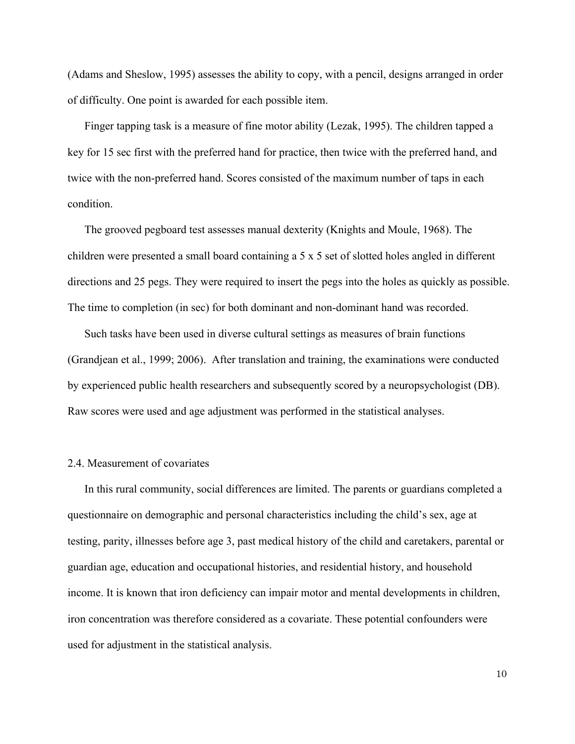(Adams and Sheslow, 1995) assesses the ability to copy, with a pencil, designs arranged in order of difficulty. One point is awarded for each possible item.

Finger tapping task is a measure of fine motor ability (Lezak, 1995). The children tapped a key for 15 sec first with the preferred hand for practice, then twice with the preferred hand, and twice with the non-preferred hand. Scores consisted of the maximum number of taps in each condition.

The grooved pegboard test assesses manual dexterity (Knights and Moule, 1968). The children were presented a small board containing a 5 x 5 set of slotted holes angled in different directions and 25 pegs. They were required to insert the pegs into the holes as quickly as possible. The time to completion (in sec) for both dominant and non-dominant hand was recorded.

Such tasks have been used in diverse cultural settings as measures of brain functions (Grandjean et al., 1999; 2006). After translation and training, the examinations were conducted by experienced public health researchers and subsequently scored by a neuropsychologist (DB). Raw scores were used and age adjustment was performed in the statistical analyses.

## 2.4. Measurement of covariates

In this rural community, social differences are limited. The parents or guardians completed a questionnaire on demographic and personal characteristics including the child's sex, age at testing, parity, illnesses before age 3, past medical history of the child and caretakers, parental or guardian age, education and occupational histories, and residential history, and household income. It is known that iron deficiency can impair motor and mental developments in children, iron concentration was therefore considered as a covariate. These potential confounders were used for adjustment in the statistical analysis.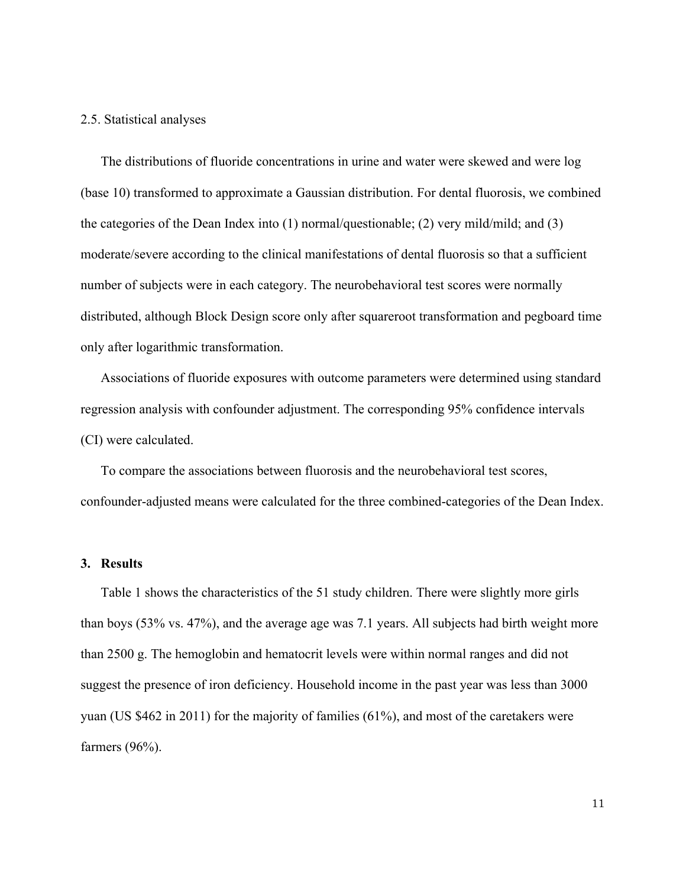2.5. Statistical analyses

The distributions of fluoride concentrations in urine and water were skewed and were log (base 10) transformed to approximate a Gaussian distribution. For dental fluorosis, we combined the categories of the Dean Index into (1) normal/questionable; (2) very mild/mild; and (3) moderate/severe according to the clinical manifestations of dental fluorosis so that a sufficient number of subjects were in each category. The neurobehavioral test scores were normally distributed, although Block Design score only after squareroot transformation and pegboard time only after logarithmic transformation.

Associations of fluoride exposures with outcome parameters were determined using standard regression analysis with confounder adjustment. The corresponding 95% confidence intervals (CI) were calculated.

To compare the associations between fluorosis and the neurobehavioral test scores, confounder-adjusted means were calculated for the three combined-categories of the Dean Index.

## 3. Results

Table 1 shows the characteristics of the 51 study children. There were slightly more girls than boys (53% vs. 47%), and the average age was 7.1 years. All subjects had birth weight more than 2500 g. The hemoglobin and hematocrit levels were within normal ranges and did not suggest the presence of iron deficiency. Household income in the past year was less than 3000 yuan (US $462 in 2011) for the majority of families (61%), and most of the caretakers were farmers (96%).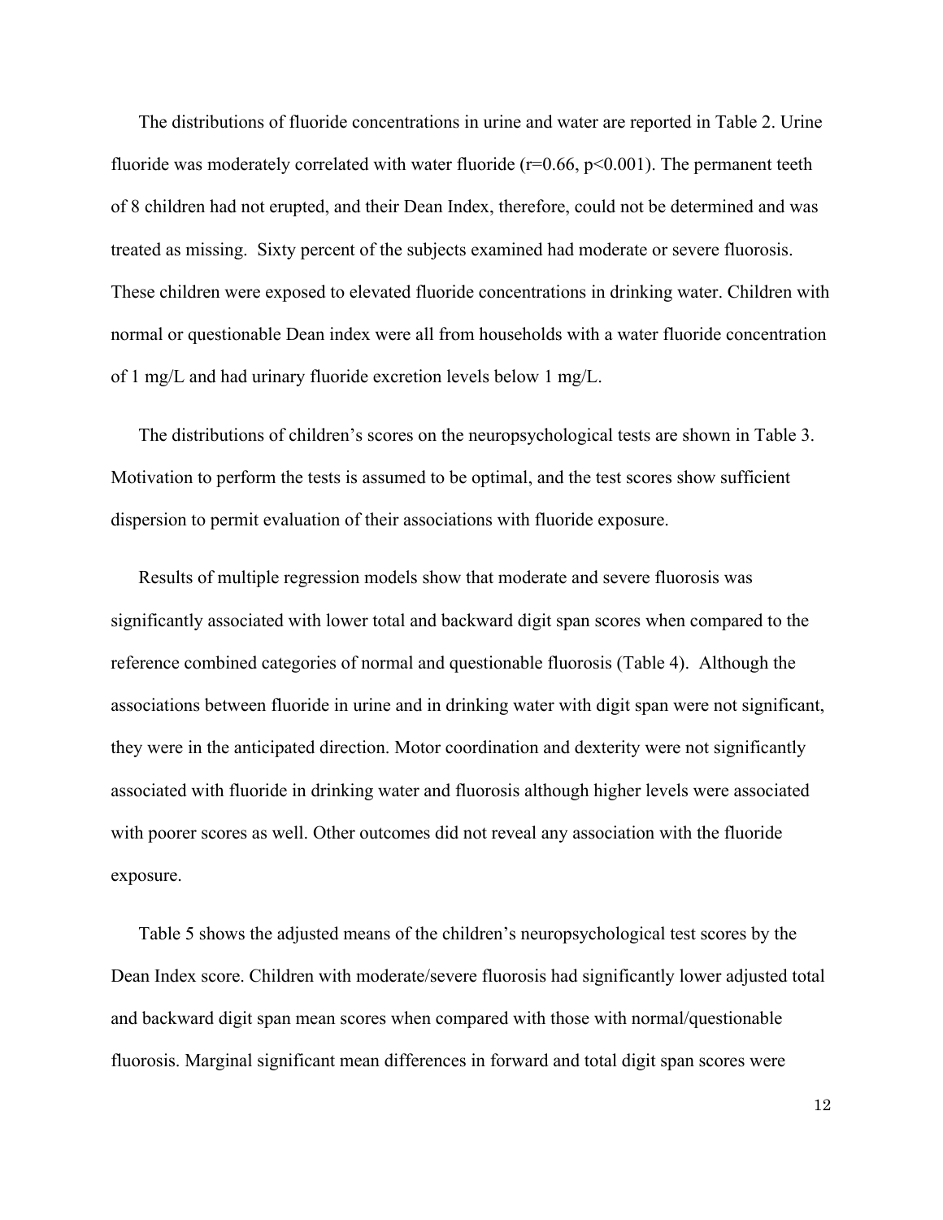The distributions of fluoride concentrations in urine and water are reported in Table 2. Urine fluoride was moderately correlated with water fluoride ($r=0.66$, $p<0.001$). The permanent teeth of 8 children had not erupted, and their Dean Index, therefore, could not be determined and was treated as missing. Sixty percent of the subjects examined had moderate or severe fluorosis. These children were exposed to elevated fluoride concentrations in drinking water. Children with normal or questionable Dean index were all from households with a water fluoride concentration of 1 mg/L and had urinary fluoride excretion levels below 1 mg/L.

The distributions of children's scores on the neuropsychological tests are shown in Table 3. Motivation to perform the tests is assumed to be optimal, and the test scores show sufficient dispersion to permit evaluation of their associations with fluoride exposure.

Results of multiple regression models show that moderate and severe fluorosis was significantly associated with lower total and backward digit span scores when compared to the reference combined categories of normal and questionable fluorosis (Table 4). Although the associations between fluoride in urine and in drinking water with digit span were not significant, they were in the anticipated direction. Motor coordination and dexterity were not significantly associated with fluoride in drinking water and fluorosis although higher levels were associated with poorer scores as well. Other outcomes did not reveal any association with the fluoride exposure.

Table 5 shows the adjusted means of the children's neuropsychological test scores by the Dean Index score. Children with moderate/severe fluorosis had significantly lower adjusted total and backward digit span mean scores when compared with those with normal/questionable fluorosis. Marginal significant mean differences in forward and total digit span scores were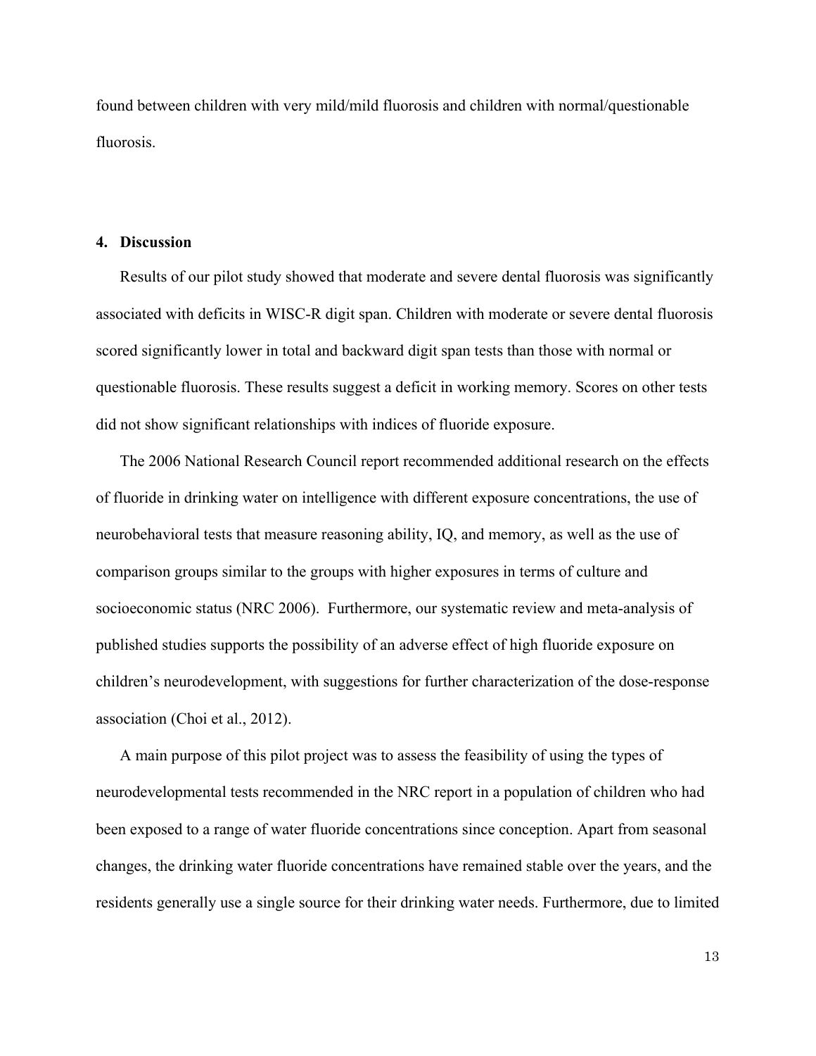found between children with very mild/mild fluorosis and children with normal/questionable fluorosis.

## 4. Discussion

Results of our pilot study showed that moderate and severe dental fluorosis was significantly associated with deficits in WISC-R digit span. Children with moderate or severe dental fluorosis scored significantly lower in total and backward digit span tests than those with normal or questionable fluorosis. These results suggest a deficit in working memory. Scores on other tests did not show significant relationships with indices of fluoride exposure.

The 2006 National Research Council report recommended additional research on the effects of fluoride in drinking water on intelligence with different exposure concentrations, the use of neurobehavioral tests that measure reasoning ability, IQ, and memory, as well as the use of comparison groups similar to the groups with higher exposures in terms of culture and socioeconomic status (NRC 2006). Furthermore, our systematic review and meta-analysis of published studies supports the possibility of an adverse effect of high fluoride exposure on children's neurodevelopment, with suggestions for further characterization of the dose-response association (Choi et al., 2012).

A main purpose of this pilot project was to assess the feasibility of using the types of neurodevelopmental tests recommended in the NRC report in a population of children who had been exposed to a range of water fluoride concentrations since conception. Apart from seasonal changes, the drinking water fluoride concentrations have remained stable over the years, and the residents generally use a single source for their drinking water needs. Furthermore, due to limited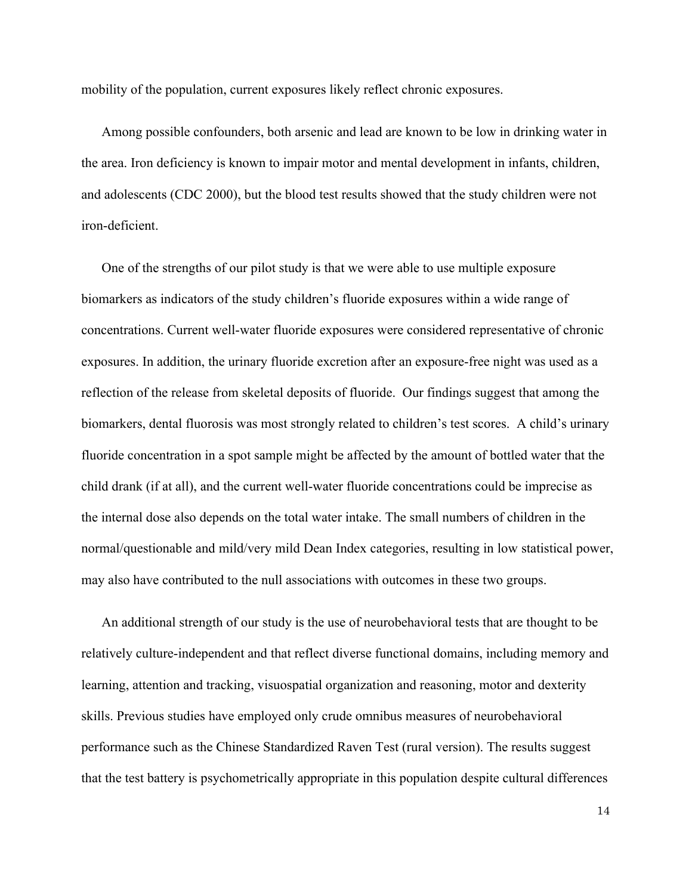mobility of the population, current exposures likely reflect chronic exposures.

Among possible confounders, both arsenic and lead are known to be low in drinking water in the area. Iron deficiency is known to impair motor and mental development in infants, children, and adolescents (CDC 2000), but the blood test results showed that the study children were not iron-deficient.

One of the strengths of our pilot study is that we were able to use multiple exposure biomarkers as indicators of the study children's fluoride exposures within a wide range of concentrations. Current well-water fluoride exposures were considered representative of chronic exposures. In addition, the urinary fluoride excretion after an exposure-free night was used as a reflection of the release from skeletal deposits of fluoride. Our findings suggest that among the biomarkers, dental fluorosis was most strongly related to children's test scores. A child's urinary fluoride concentration in a spot sample might be affected by the amount of bottled water that the child drank (if at all), and the current well-water fluoride concentrations could be imprecise as the internal dose also depends on the total water intake. The small numbers of children in the normal/questionable and mild/very mild Dean Index categories, resulting in low statistical power, may also have contributed to the null associations with outcomes in these two groups.

An additional strength of our study is the use of neurobehavioral tests that are thought to be relatively culture-independent and that reflect diverse functional domains, including memory and learning, attention and tracking, visuospatial organization and reasoning, motor and dexterity skills. Previous studies have employed only crude omnibus measures of neurobehavioral performance such as the Chinese Standardized Raven Test (rural version). The results suggest that the test battery is psychometrically appropriate in this population despite cultural differences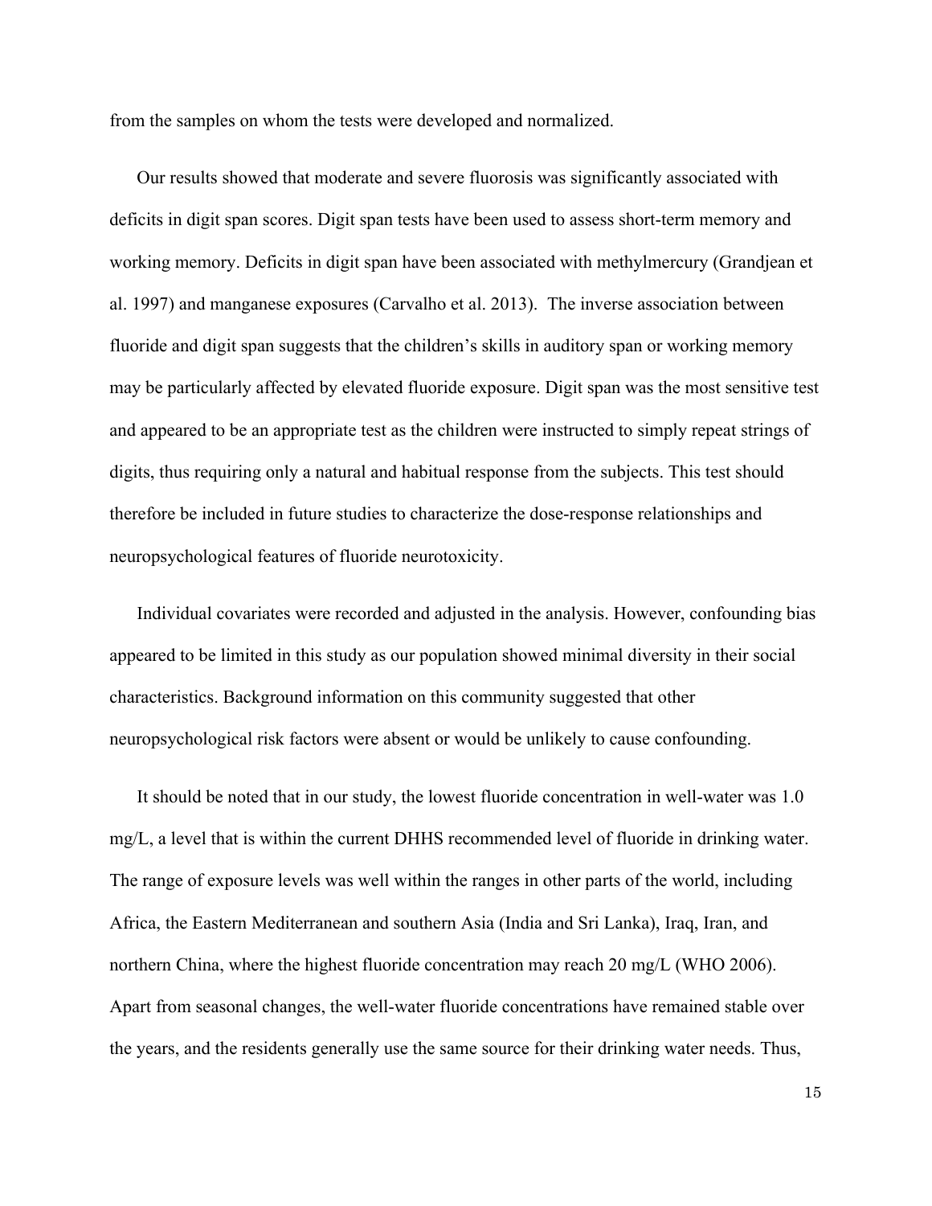from the samples on whom the tests were developed and normalized.

Our results showed that moderate and severe fluorosis was significantly associated with deficits in digit span scores. Digit span tests have been used to assess short-term memory and working memory. Deficits in digit span have been associated with methylmercury (Grandjean et al. 1997) and manganese exposures (Carvalho et al. 2013). The inverse association between fluoride and digit span suggests that the children's skills in auditory span or working memory may be particularly affected by elevated fluoride exposure. Digit span was the most sensitive test and appeared to be an appropriate test as the children were instructed to simply repeat strings of digits, thus requiring only a natural and habitual response from the subjects. This test should therefore be included in future studies to characterize the dose-response relationships and neuropsychological features of fluoride neurotoxicity.

Individual covariates were recorded and adjusted in the analysis. However, confounding bias appeared to be limited in this study as our population showed minimal diversity in their social characteristics. Background information on this community suggested that other neuropsychological risk factors were absent or would be unlikely to cause confounding.

It should be noted that in our study, the lowest fluoride concentration in well-water was 1.0 mg/L, a level that is within the current DHHS recommended level of fluoride in drinking water. The range of exposure levels was well within the ranges in other parts of the world, including Africa, the Eastern Mediterranean and southern Asia (India and Sri Lanka), Iraq, Iran, and northern China, where the highest fluoride concentration may reach 20 mg/L (WHO 2006). Apart from seasonal changes, the well-water fluoride concentrations have remained stable over the years, and the residents generally use the same source for their drinking water needs. Thus,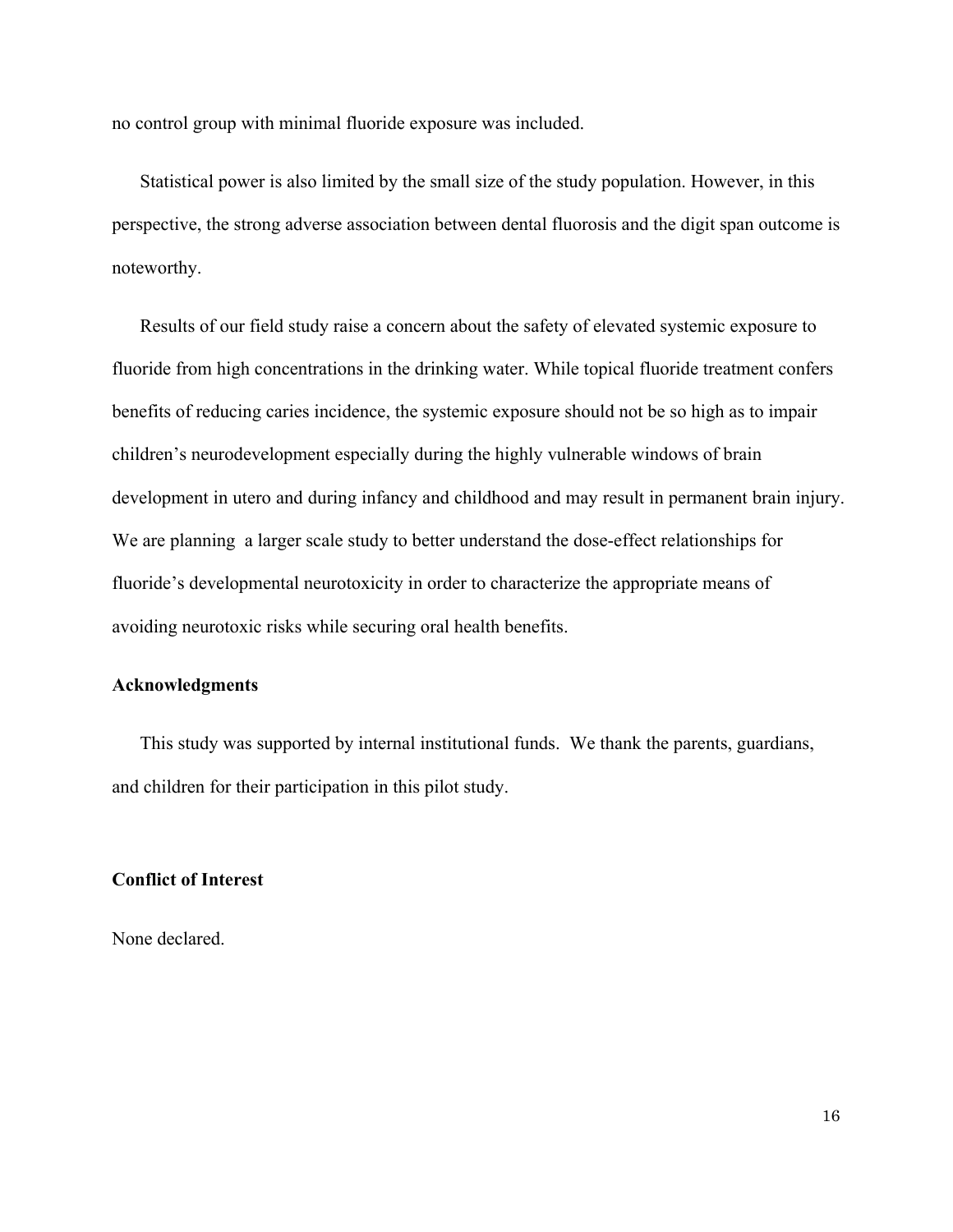no control group with minimal fluoride exposure was included.

Statistical power is also limited by the small size of the study population. However, in this perspective, the strong adverse association between dental fluorosis and the digit span outcome is noteworthy.

Results of our field study raise a concern about the safety of elevated systemic exposure to fluoride from high concentrations in the drinking water. While topical fluoride treatment confers benefits of reducing caries incidence, the systemic exposure should not be so high as to impair children's neurodevelopment especially during the highly vulnerable windows of brain development in utero and during infancy and childhood and may result in permanent brain injury. We are planning a larger scale study to better understand the dose-effect relationships for fluoride's developmental neurotoxicity in order to characterize the appropriate means of avoiding neurotoxic risks while securing oral health benefits.

**Acknowledgments**

This study was supported by internal institutional funds. We thank the parents, guardians, and children for their participation in this pilot study.

**Conflict of Interest**

None declared.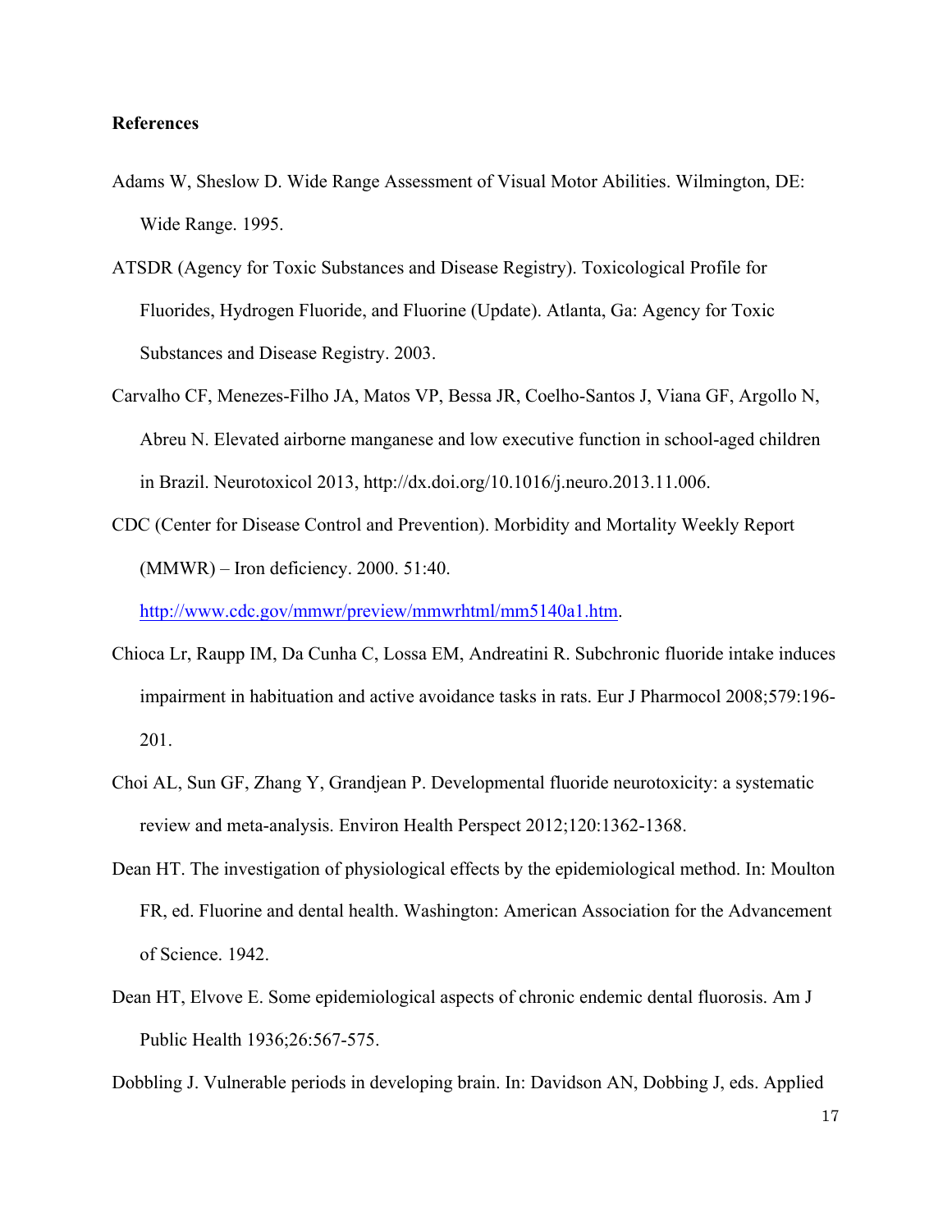**References**

Adams W, Sheslow D. Wide Range Assessment of Visual Motor Abilities. Wilmington, DE: Wide Range. 1995.

ATSDR (Agency for Toxic Substances and Disease Registry). Toxicological Profile for Fluorides, Hydrogen Fluoride, and Fluorine (Update). Atlanta, Ga: Agency for Toxic Substances and Disease Registry. 2003.

Carvalho CF, Menezes-Filho JA, Matos VP, Bessa JR, Coelho-Santos J, Viana GF, Argollo N, Abreu N. Elevated airborne manganese and low executive function in school-aged children in Brazil. Neurotoxicol 2013, http://dx.doi.org/10.1016/j.neuro.2013.11.006.

CDC (Center for Disease Control and Prevention). Morbidity and Mortality Weekly Report (MMWR) – Iron deficiency. 2000. 51:40. http://www.cdc.gov/mmwr/preview/mmwrhtml/mm5140a1.htm.

Chioca Lr, Raupp IM, Da Cunha C, Lossa EM, Andreatini R. Subchronic fluoride intake induces impairment in habituation and active avoidance tasks in rats. Eur J Pharmocol 2008;579:196-201.

Choi AL, Sun GF, Zhang Y, Grandjean P. Developmental fluoride neurotoxicity: a systematic review and meta-analysis. Environ Health Perspect 2012;120:1362-1368.

Dean HT. The investigation of physiological effects by the epidemiological method. In: Moulton FR, ed. Fluorine and dental health. Washington: American Association for the Advancement of Science. 1942.

Dean HT, Elvove E. Some epidemiological aspects of chronic endemic dental fluorosis. Am J Public Health 1936;26:567-575.

Dobbling J. Vulnerable periods in developing brain. In: Davidson AN, Dobbing J, eds. Applied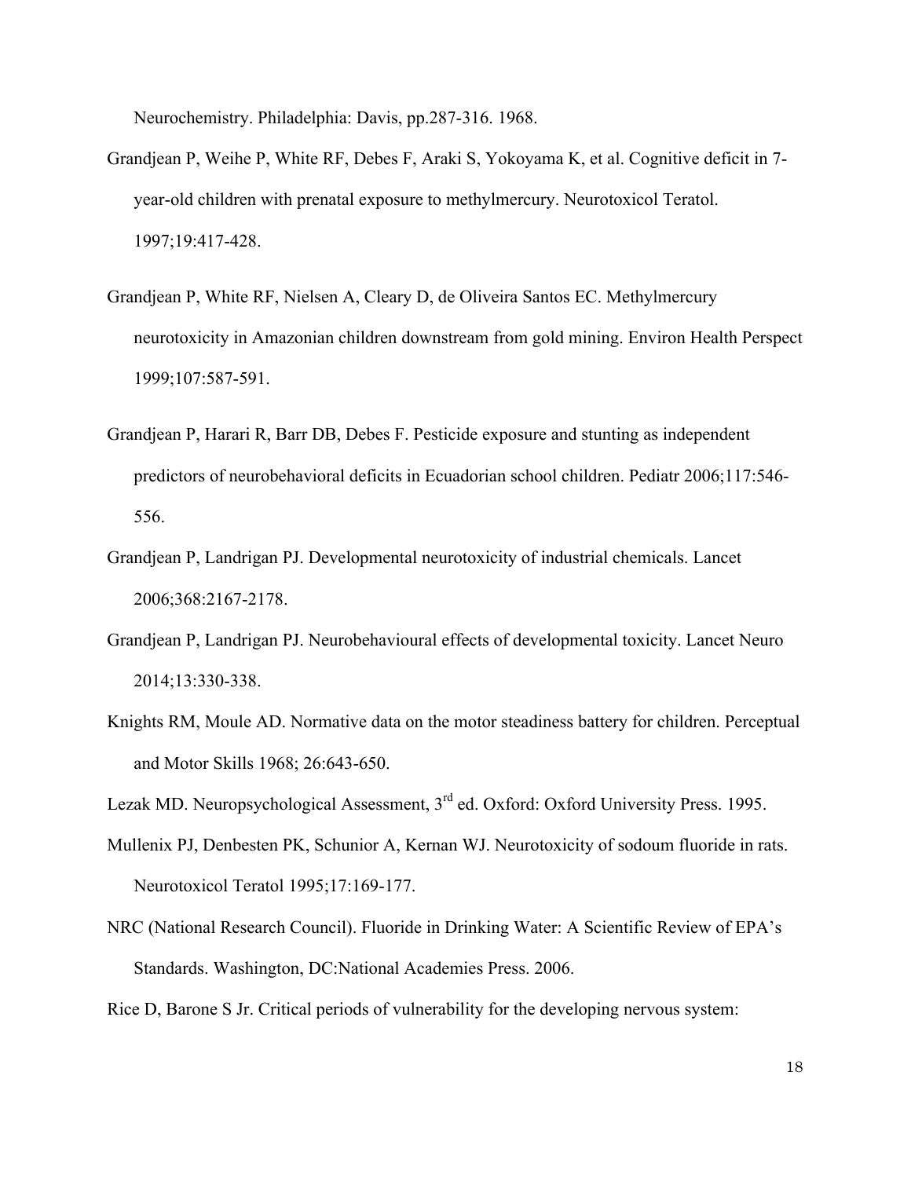Neurochemistry. Philadelphia: Davis, pp.287-316. 1968.

Grandjean P, Weihe P, White RF, Debes F, Araki S, Yokoyama K, et al. Cognitive deficit in 7-year-old children with prenatal exposure to methylmercury. Neurotoxicol Teratol. 1997;19:417-428.

Grandjean P, White RF, Nielsen A, Cleary D, de Oliveira Santos EC. Methylmercury neurotoxicity in Amazonian children downstream from gold mining. Environ Health Perspect 1999;107:587-591.

Grandjean P, Harari R, Barr DB, Debes F. Pesticide exposure and stunting as independent predictors of neurobehavioral deficits in Ecuadorian school children. Pediatr 2006;117:546-556.

Grandjean P, Landrigan PJ. Developmental neurotoxicity of industrial chemicals. Lancet 2006;368:2167-2178.

Grandjean P, Landrigan PJ. Neurobehavioural effects of developmental toxicity. Lancet Neuro 2014;13:330-338.

Knights RM, Moule AD. Normative data on the motor steadiness battery for children. Perceptual and Motor Skills 1968; 26:643-650.

Lezak MD. Neuropsychological Assessment, 3rd ed. Oxford: Oxford University Press. 1995.

Mullenix PJ, Denbesten PK, Schunior A, Kernan WJ. Neurotoxicity of sodoum fluoride in rats. Neurotoxicol Teratol 1995;17:169-177.

NRC (National Research Council). Fluoride in Drinking Water: A Scientific Review of EPA's Standards. Washington, DC:National Academies Press. 2006.

Rice D, Barone S Jr. Critical periods of vulnerability for the developing nervous system: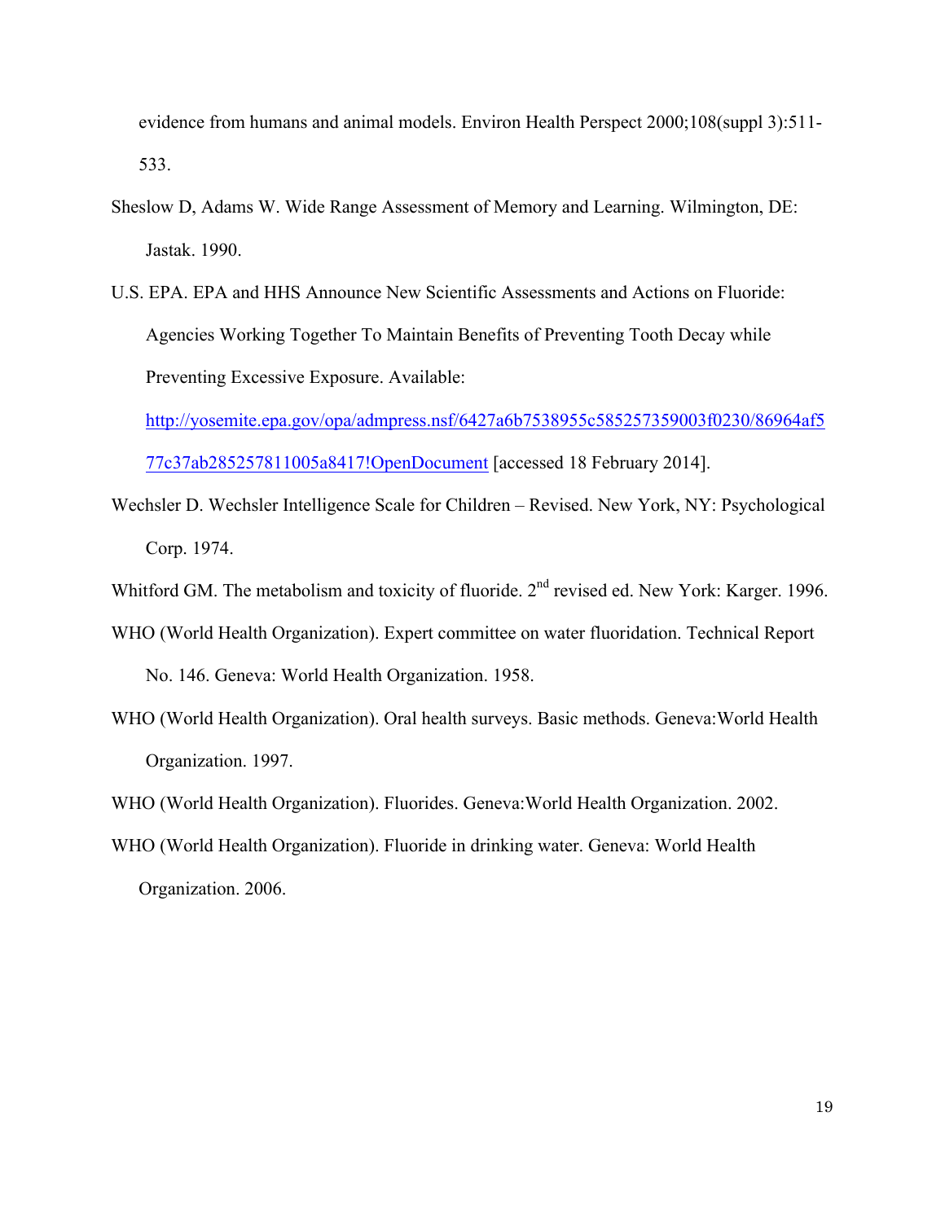evidence from humans and animal models. Environ Health Perspect 2000;108(suppl 3):511-533.

Sheslow D, Adams W. Wide Range Assessment of Memory and Learning. Wilmington, DE: Jastak. 1990.

U.S. EPA. EPA and HHS Announce New Scientific Assessments and Actions on Fluoride: Agencies Working Together To Maintain Benefits of Preventing Tooth Decay while Preventing Excessive Exposure. Available: http://yosemite.epa.gov/opa/admpress.nsf/6427a6b7538955c585257359003f0230/86964af577c37ab285257811005a8417!OpenDocument [accessed 18 February 2014].

Wechsler D. Wechsler Intelligence Scale for Children – Revised. New York, NY: Psychological Corp. 1974.

Whitford GM. The metabolism and toxicity of fluoride. 2nd revised ed. New York: Karger. 1996.

WHO (World Health Organization). Expert committee on water fluoridation. Technical Report No. 146. Geneva: World Health Organization. 1958.

WHO (World Health Organization). Oral health surveys. Basic methods. Geneva:World Health Organization. 1997.

WHO (World Health Organization). Fluorides. Geneva:World Health Organization. 2002.

WHO (World Health Organization). Fluoride in drinking water. Geneva: World Health Organization. 2006.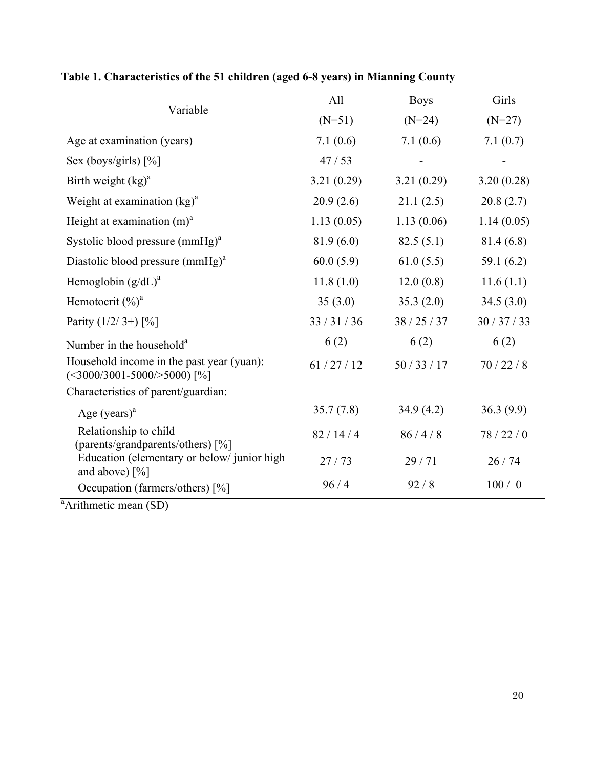**Table 1. Characteristics of the 51 children (aged 6-8 years) in Mianning County**

| Variable | All (N=51) | Boys (N=24) | Girls (N=27) |
|---|---|---|---|
| Age at examination (years) | 7.1 (0.6) | 7.1 (0.6) | 7.1 (0.7) |
| Sex (boys/girls) [%] | 47 / 53 | - | - |
| Birth weight (kg)[a] | 3.21 (0.29) | 3.21 (0.29) | 3.20 (0.28) |
| Weight at examination (kg)[a] | 20.9 (2.6) | 21.1 (2.5) | 20.8 (2.7) |
| Height at examination (m)[a] | 1.13 (0.05) | 1.13 (0.06) | 1.14 (0.05) |
| Systolic blood pressure (mmHg)[a] | 81.9 (6.0) | 82.5 (5.1) | 81.4 (6.8) |
| Diastolic blood pressure (mmHg)[a] | 60.0 (5.9) | 61.0 (5.5) | 59.1 (6.2) |
| Hemoglobin (g/dL)[a] | 11.8 (1.0) | 12.0 (0.8) | 11.6 (1.1) |
| Hemotocrit (%)[a] | 35 (3.0) | 35.3 (2.0) | 34.5 (3.0) |
| Parity (1/2/ 3+) [%] | 33 / 31 / 36 | 38 / 25 / 37 | 30 / 37 / 33 |
| Number in the household[a] | 6 (2) | 6 (2) | 6 (2) |
| Household income in the past year (yuan): (<3000/3001-5000/>5000) [%] | 61 / 27 / 12 | 50 / 33 / 17 | 70 / 22 / 8 |
| Characteristics of parent/guardian: | | | |
| Age (years)[a] | 35.7 (7.8) | 34.9 (4.2) | 36.3 (9.9) |
| Relationship to child (parents/grandparents/others) [%] | 82 / 14 / 4 | 86 / 4 / 8 | 78 / 22 / 0 |
| Education (elementary or below/ junior high and above) [%] | 27 / 73 | 29 / 71 | 26 / 74 |
| Occupation (farmers/others) [%] | 96 / 4 | 92 / 8 | 100 / 0 |

[a]Arithmetic mean (SD)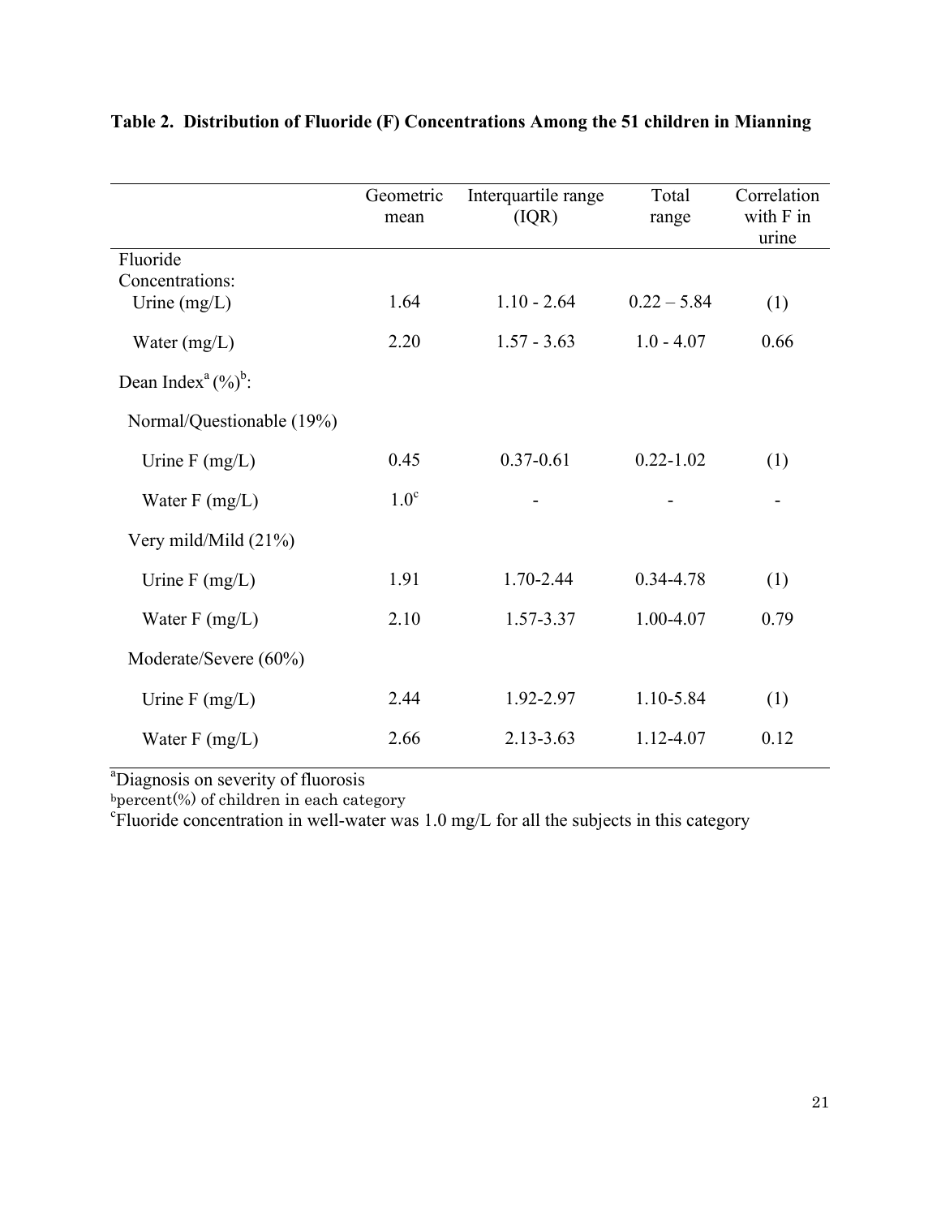**Table 2. Distribution of Fluoride (F) Concentrations Among the 51 children in Mianning**

| | Geometric mean | Interquartile range (IQR) | Total range | Correlation with F in urine |
|---|---|---|---|---|
| Fluoride Concentrations: | | | | |
| Urine (mg/L) | 1.64 | 1.10 - 2.64 | 0.22 – 5.84 | (1) |
| Water (mg/L) | 2.20 | 1.57 - 3.63 | 1.0 - 4.07 | 0.66 |
| Dean Index[a] (%)[b]: | | | | |
| Normal/Questionable (19%) | | | | |
| Urine F (mg/L) | 0.45 | 0.37-0.61 | 0.22-1.02 | (1) |
| Water F (mg/L) | 1.0[c] | - | - | - |
| Very mild/Mild (21%) | | | | |
| Urine F (mg/L) | 1.91 | 1.70-2.44 | 0.34-4.78 | (1) |
| Water F (mg/L) | 2.10 | 1.57-3.37 | 1.00-4.07 | 0.79 |
| Moderate/Severe (60%) | | | | |
| Urine F (mg/L) | 2.44 | 1.92-2.97 | 1.10-5.84 | (1) |
| Water F (mg/L) | 2.66 | 2.13-3.63 | 1.12-4.07 | 0.12 |

[a]Diagnosis on severity of fluorosis
[b]percent(%) of children in each category
[c]Fluoride concentration in well-water was 1.0 mg/L for all the subjects in this category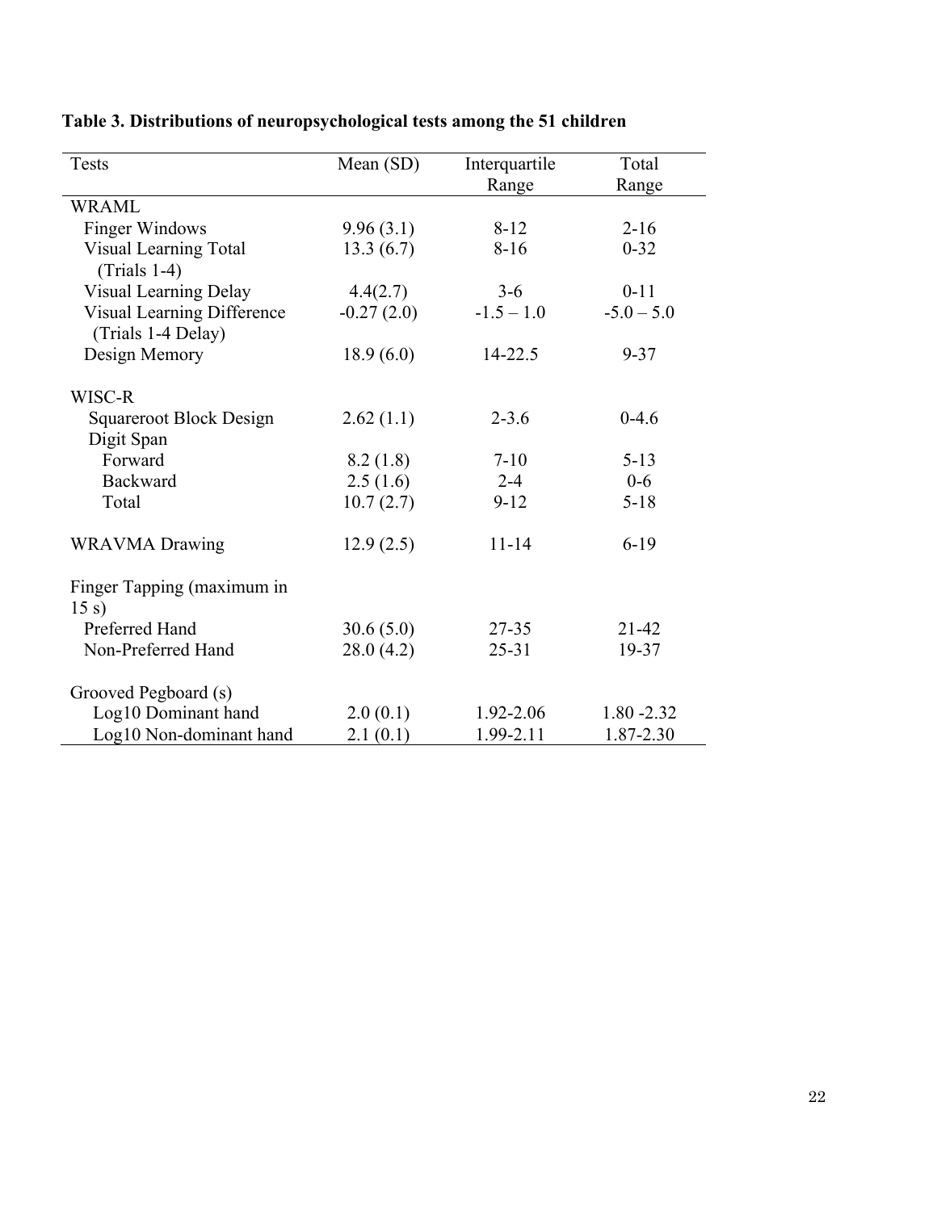**Table 3. Distributions of neuropsychological tests among the 51 children**

| Tests | Mean (SD) | Interquartile Range | Total Range |
|---|---|---|---|
| WRAML | | | |
| Finger Windows | 9.96 (3.1) | 8-12 | 2-16 |
| Visual Learning Total (Trials 1-4) | 13.3 (6.7) | 8-16 | 0-32 |
| Visual Learning Delay | 4.4(2.7) | 3-6 | 0-11 |
| Visual Learning Difference (Trials 1-4 Delay) | -0.27 (2.0) | -1.5 – 1.0 | -5.0 – 5.0 |
| Design Memory | 18.9 (6.0) | 14-22.5 | 9-37 |
| WISC-R | | | |
| Squareroot Block Design | 2.62 (1.1) | 2-3.6 | 0-4.6 |
| Digit Span | | | |
| Forward | 8.2 (1.8) | 7-10 | 5-13 |
| Backward | 2.5 (1.6) | 2-4 | 0-6 |
| Total | 10.7 (2.7) | 9-12 | 5-18 |
| WRAVMA Drawing | 12.9 (2.5) | 11-14 | 6-19 |
| Finger Tapping (maximum in 15 s) | | | |
| Preferred Hand | 30.6 (5.0) | 27-35 | 21-42 |
| Non-Preferred Hand | 28.0 (4.2) | 25-31 | 19-37 |
| Grooved Pegboard (s) | | | |
| Log10 Dominant hand | 2.0 (0.1) | 1.92-2.06 | 1.80 -2.32 |
| Log10 Non-dominant hand | 2.1 (0.1) | 1.99-2.11 | 1.87-2.30 |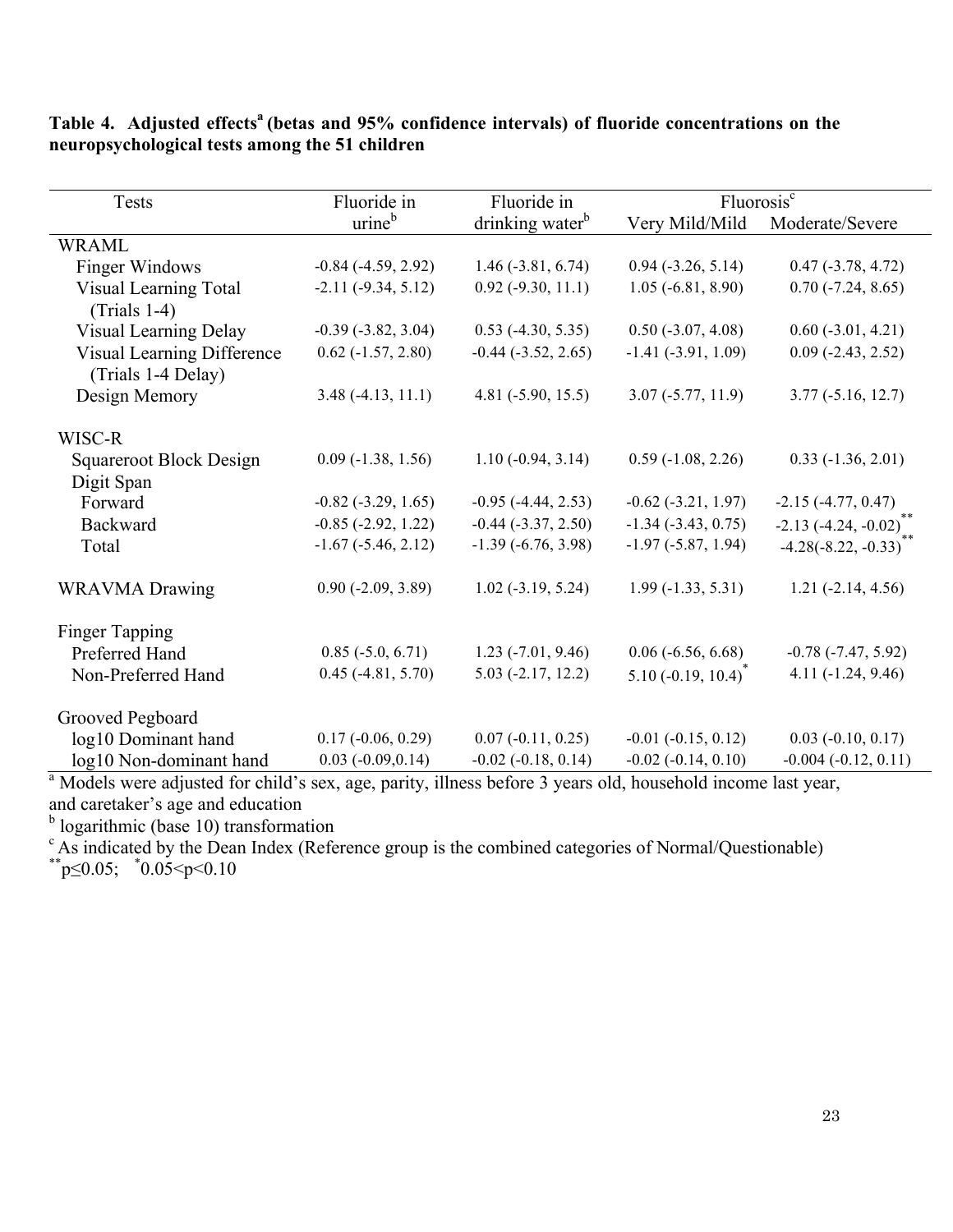**Table 4. Adjusted effects[a] (betas and 95% confidence intervals) of fluoride concentrations on the neuropsychological tests among the 51 children**

| Tests | Fluoride in urine[b] | Fluoride in drinking water[b] | Fluorosis[c] | |
|---|---|---|---|---|
| | | | Very Mild/Mild | Moderate/Severe |
| WRAML | | | | |
| Finger Windows | -0.84 (-4.59, 2.92) | 1.46 (-3.81, 6.74) | 0.94 (-3.26, 5.14) | 0.47 (-3.78, 4.72) |
| Visual Learning Total (Trials 1-4) | -2.11 (-9.34, 5.12) | 0.92 (-9.30, 11.1) | 1.05 (-6.81, 8.90) | 0.70 (-7.24, 8.65) |
| Visual Learning Delay | -0.39 (-3.82, 3.04) | 0.53 (-4.30, 5.35) | 0.50 (-3.07, 4.08) | 0.60 (-3.01, 4.21) |
| Visual Learning Difference (Trials 1-4 Delay) | 0.62 (-1.57, 2.80) | -0.44 (-3.52, 2.65) | -1.41 (-3.91, 1.09) | 0.09 (-2.43, 2.52) |
| Design Memory | 3.48 (-4.13, 11.1) | 4.81 (-5.90, 15.5) | 3.07 (-5.77, 11.9) | 3.77 (-5.16, 12.7) |
| WISC-R | | | | |
| Squareroot Block Design | 0.09 (-1.38, 1.56) | 1.10 (-0.94, 3.14) | 0.59 (-1.08, 2.26) | 0.33 (-1.36, 2.01) |
| Digit Span | | | | |
| Forward | -0.82 (-3.29, 1.65) | -0.95 (-4.44, 2.53) | -0.62 (-3.21, 1.97) | -2.15 (-4.77, 0.47) |
| Backward | -0.85 (-2.92, 1.22) | -0.44 (-3.37, 2.50) | -1.34 (-3.43, 0.75) | -2.13 (-4.24, -0.02)** |
| Total | -1.67 (-5.46, 2.12) | -1.39 (-6.76, 3.98) | -1.97 (-5.87, 1.94) | -4.28(-8.22, -0.33)** |
| WRAVMA Drawing | 0.90 (-2.09, 3.89) | 1.02 (-3.19, 5.24) | 1.99 (-1.33, 5.31) | 1.21 (-2.14, 4.56) |
| Finger Tapping | | | | |
| Preferred Hand | 0.85 (-5.0, 6.71) | 1.23 (-7.01, 9.46) | 0.06 (-6.56, 6.68) | -0.78 (-7.47, 5.92) |
| Non-Preferred Hand | 0.45 (-4.81, 5.70) | 5.03 (-2.17, 12.2) | 5.10 (-0.19, 10.4)* | 4.11 (-1.24, 9.46) |
| Grooved Pegboard | | | | |
| log10 Dominant hand | 0.17 (-0.06, 0.29) | 0.07 (-0.11, 0.25) | -0.01 (-0.15, 0.12) | 0.03 (-0.10, 0.17) |
| log10 Non-dominant hand | 0.03 (-0.09,0.14) | -0.02 (-0.18, 0.14) | -0.02 (-0.14, 0.10) | -0.004 (-0.12, 0.11) |

[a] Models were adjusted for child's sex, age, parity, illness before 3 years old, household income last year, and caretaker's age and education

[b] logarithmic (base 10) transformation

[c] As indicated by the Dean Index (Reference group is the combined categories of Normal/Questionable)

** $p \leq 0.05$; * $0.05 < p < 0.10$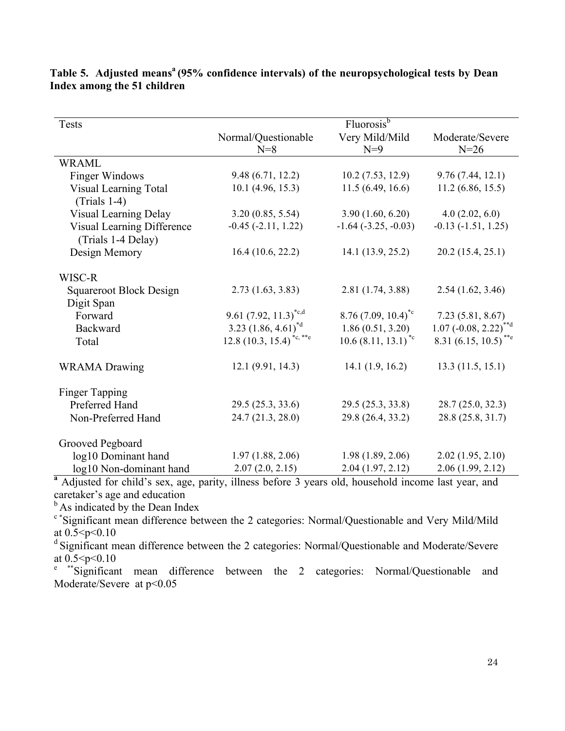**Table 5. Adjusted means[a] (95% confidence intervals) of the neuropsychological tests by Dean Index among the 51 children**

| Tests | Fluorosis[b] | | |
|---|---|---|---|
| | Normal/Questionable N=8 | Very Mild/Mild N=9 | Moderate/Severe N=26 |
| WRAML | | | |
| Finger Windows | 9.48 (6.71, 12.2) | 10.2 (7.53, 12.9) | 9.76 (7.44, 12.1) |
| Visual Learning Total (Trials 1-4) | 10.1 (4.96, 15.3) | 11.5 (6.49, 16.6) | 11.2 (6.86, 15.5) |
| Visual Learning Delay | 3.20 (0.85, 5.54) | 3.90 (1.60, 6.20) | 4.0 (2.02, 6.0) |
| Visual Learning Difference (Trials 1-4 Delay) | -0.45 (-2.11, 1.22) | -1.64 (-3.25, -0.03) | -0.13 (-1.51, 1.25) |
| Design Memory | 16.4 (10.6, 22.2) | 14.1 (13.9, 25.2) | 20.2 (15.4, 25.1) |
| WISC-R | | | |
| Squareroot Block Design | 2.73 (1.63, 3.83) | 2.81 (1.74, 3.88) | 2.54 (1.62, 3.46) |
| Digit Span | | | |
| Forward | 9.61 (7.92, 11.3)*[c,d] | 8.76 (7.09, 10.4)*[c] | 7.23 (5.81, 8.67) |
| Backward | 3.23 (1.86, 4.61)*[d] | 1.86 (0.51, 3.20) | 1.07 (-0.08, 2.22)**[d] |
| Total | 12.8 (10.3, 15.4)*[c], **[e] | 10.6 (8.11, 13.1)*[c] | 8.31 (6.15, 10.5)**[e] |
| WRAMA Drawing | 12.1 (9.91, 14.3) | 14.1 (1.9, 16.2) | 13.3 (11.5, 15.1) |
| Finger Tapping | | | |
| Preferred Hand | 29.5 (25.3, 33.6) | 29.5 (25.3, 33.8) | 28.7 (25.0, 32.3) |
| Non-Preferred Hand | 24.7 (21.3, 28.0) | 29.8 (26.4, 33.2) | 28.8 (25.8, 31.7) |
| Grooved Pegboard | | | |
| log10 Dominant hand | 1.97 (1.88, 2.06) | 1.98 (1.89, 2.06) | 2.02 (1.95, 2.10) |
| log10 Non-dominant hand | 2.07 (2.0, 2.15) | 2.04 (1.97, 2.12) | 2.06 (1.99, 2.12) |

[a] Adjusted for child's sex, age, parity, illness before 3 years old, household income last year, and caretaker's age and education

[b] As indicated by the Dean Index

[c] *Significant mean difference between the 2 categories: Normal/Questionable and Very Mild/Mild at $0.5<p<0.10$

[d] Significant mean difference between the 2 categories: Normal/Questionable and Moderate/Severe at $0.5<p<0.10$

[e] **Significant mean difference between the 2 categories: Normal/Questionable and Moderate/Severe at $p<0.05$